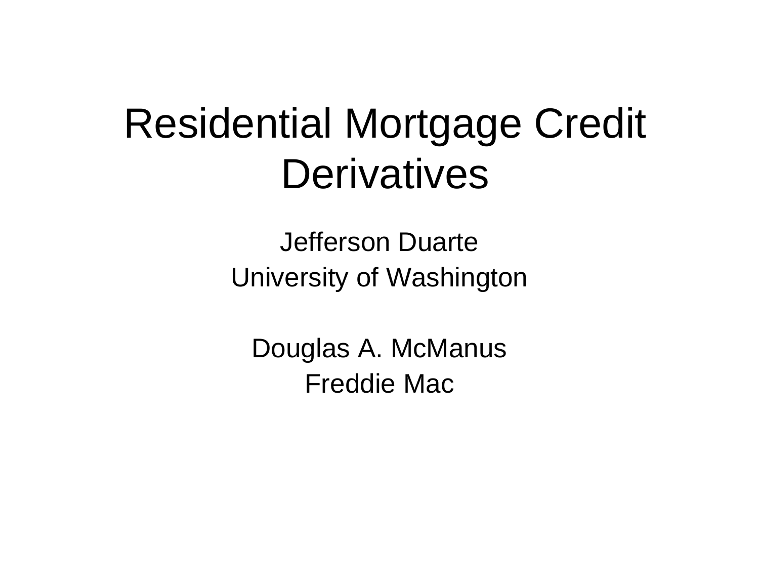# Residential Mortgage Credit Derivatives

Jefferson Duarte

University of Washington

Douglas A. McManus

Freddie Mac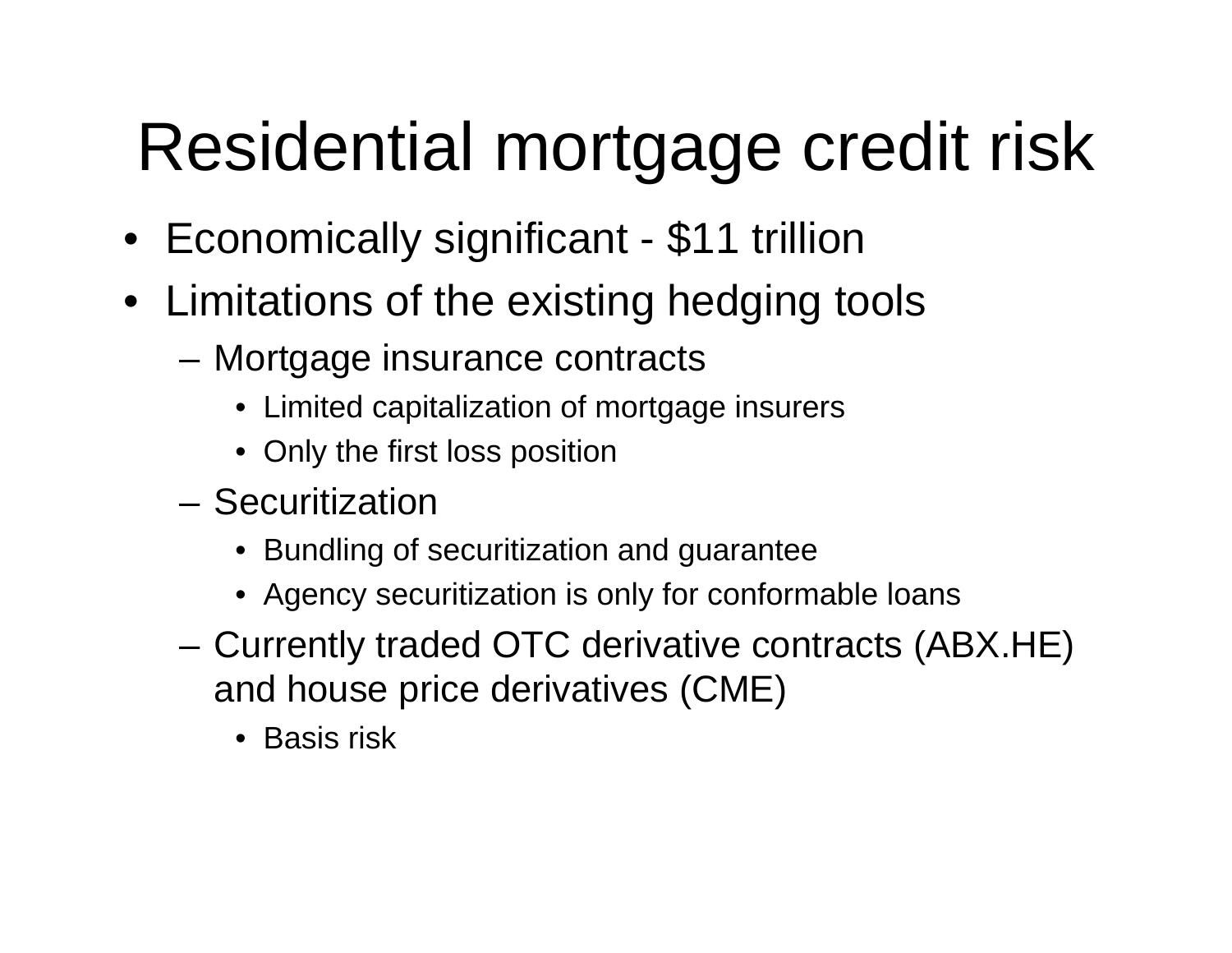# Residential mortgage credit risk

- Economically significant - $11 trillion
- Limitations of the existing hedging tools
  - Mortgage insurance contracts
    - Limited capitalization of mortgage insurers
    - Only the first loss position
  - Securitization
    - Bundling of securitization and guarantee
    - Agency securitization is only for conformable loans
  - Currently traded OTC derivative contracts (ABX.HE) and house price derivatives (CME)
    - Basis risk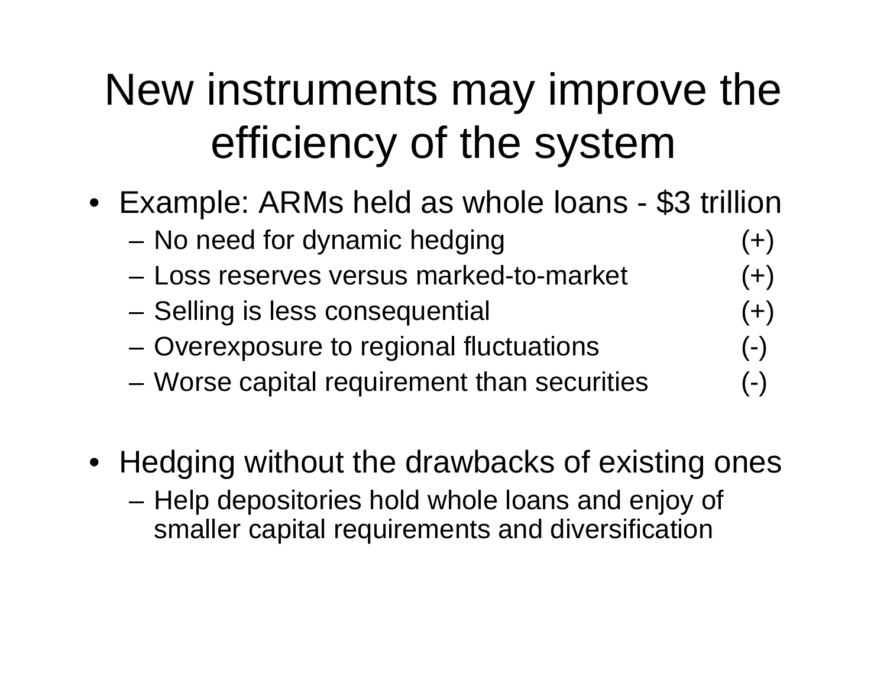# New instruments may improve the efficiency of the system

- Example: ARMs held as whole loans - $3 trillion
  - No need for dynamic hedging (+)
  - Loss reserves versus marked-to-market (+)
  - Selling is less consequential (+)
  - Overexposure to regional fluctuations (-)
  - Worse capital requirement than securities (-)

- Hedging without the drawbacks of existing ones
  - Help depositories hold whole loans and enjoy of smaller capital requirements and diversification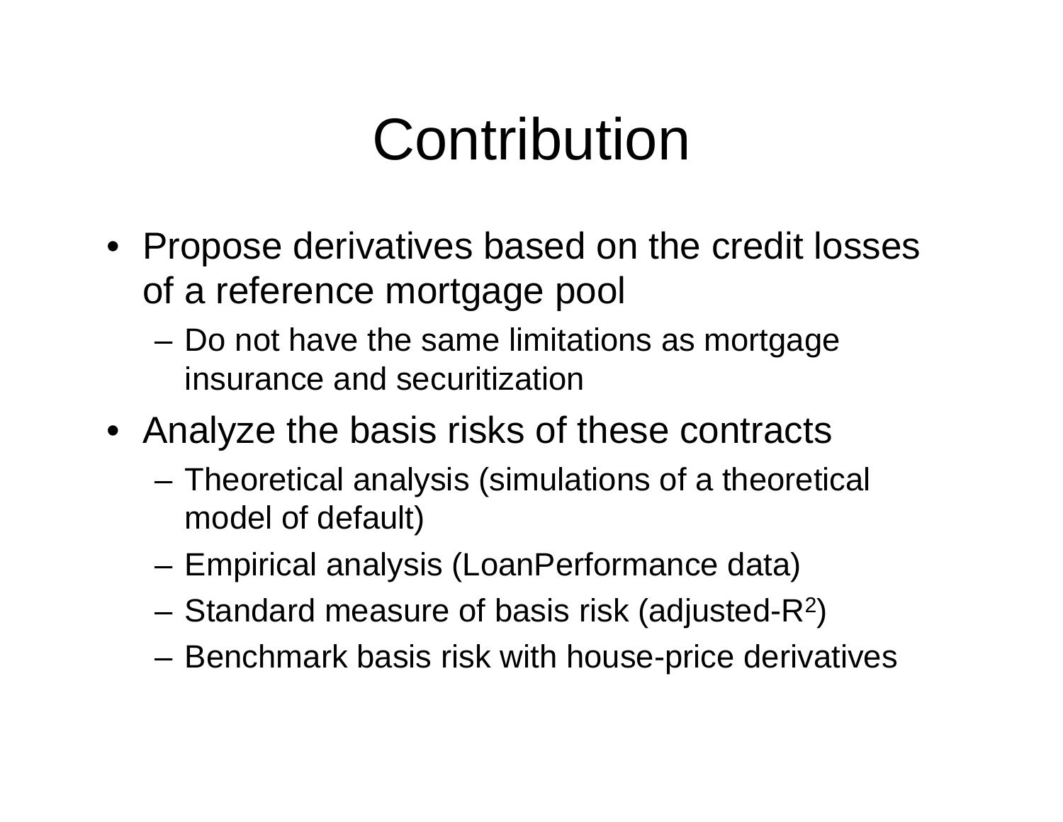# Contribution

- Propose derivatives based on the credit losses of a reference mortgage pool
  - Do not have the same limitations as mortgage insurance and securitization
- Analyze the basis risks of these contracts
  - Theoretical analysis (simulations of a theoretical model of default)
  - Empirical analysis (LoanPerformance data)
  - Standard measure of basis risk (adjusted-$R^2$)
  - Benchmark basis risk with house-price derivatives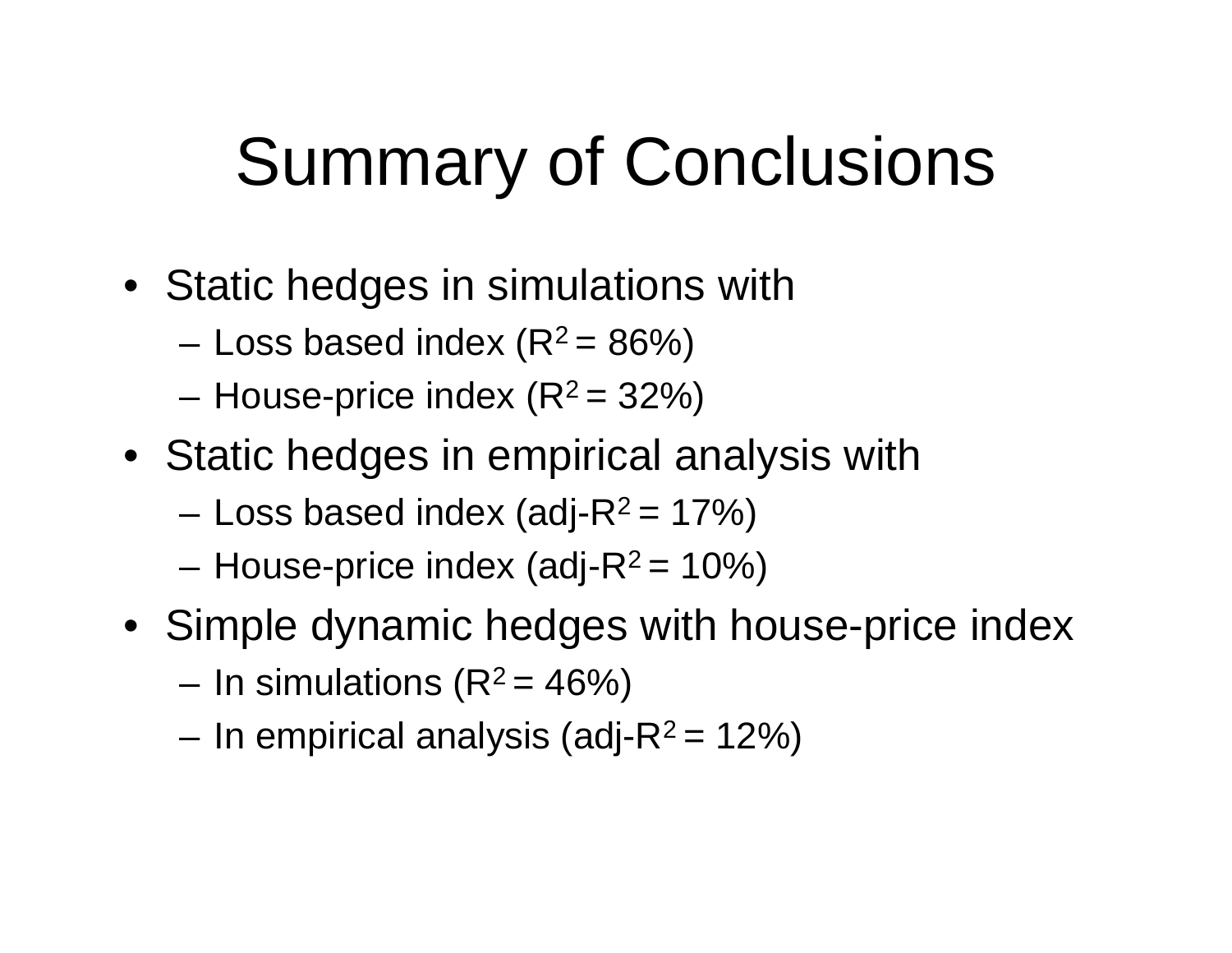# Summary of Conclusions

- Static hedges in simulations with
  - Loss based index ($R^2 = 86\%$)
  - House-price index ($R^2 = 32\%$)
- Static hedges in empirical analysis with
  - Loss based index (adj-$R^2 = 17\%$)
  - House-price index (adj-$R^2 = 10\%$)
- Simple dynamic hedges with house-price index
  - In simulations ($R^2 = 46\%$)
  - In empirical analysis (adj-$R^2 = 12\%$)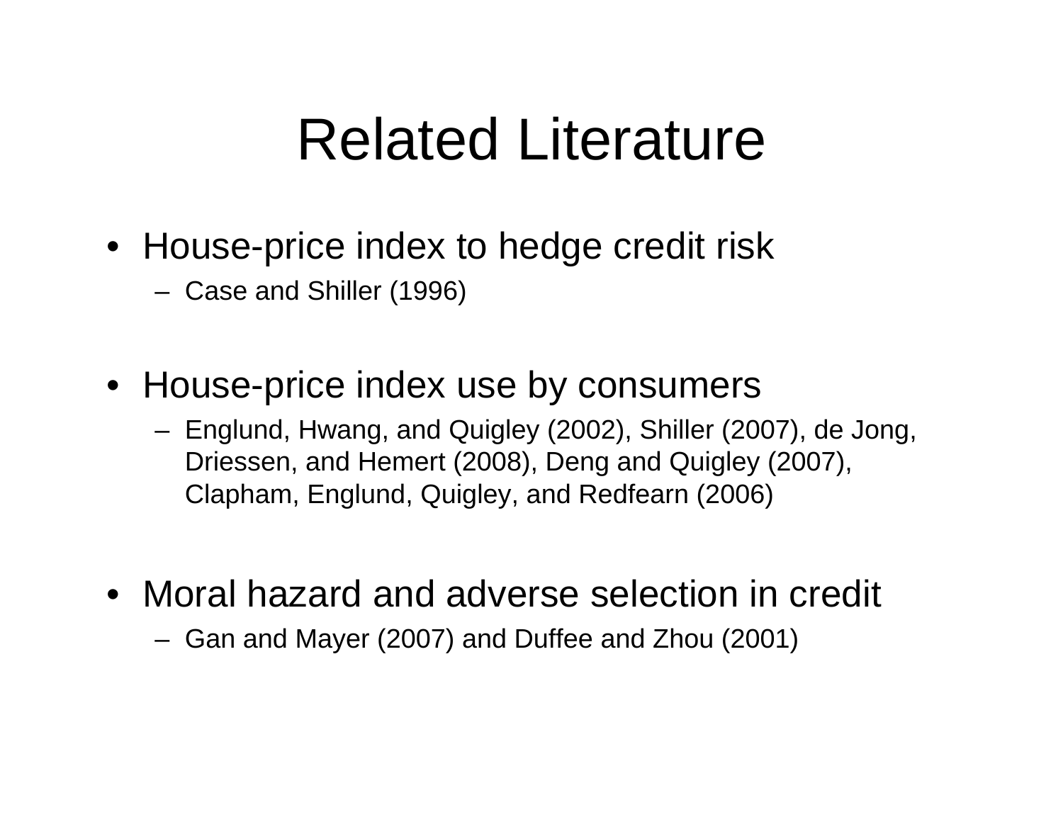# Related Literature

- House-price index to hedge credit risk
  - Case and Shiller (1996)
- House-price index use by consumers
  - Englund, Hwang, and Quigley (2002), Shiller (2007), de Jong, Driessen, and Hemert (2008), Deng and Quigley (2007), Clapham, Englund, Quigley, and Redfearn (2006)
- Moral hazard and adverse selection in credit
  - Gan and Mayer (2007) and Duffee and Zhou (2001)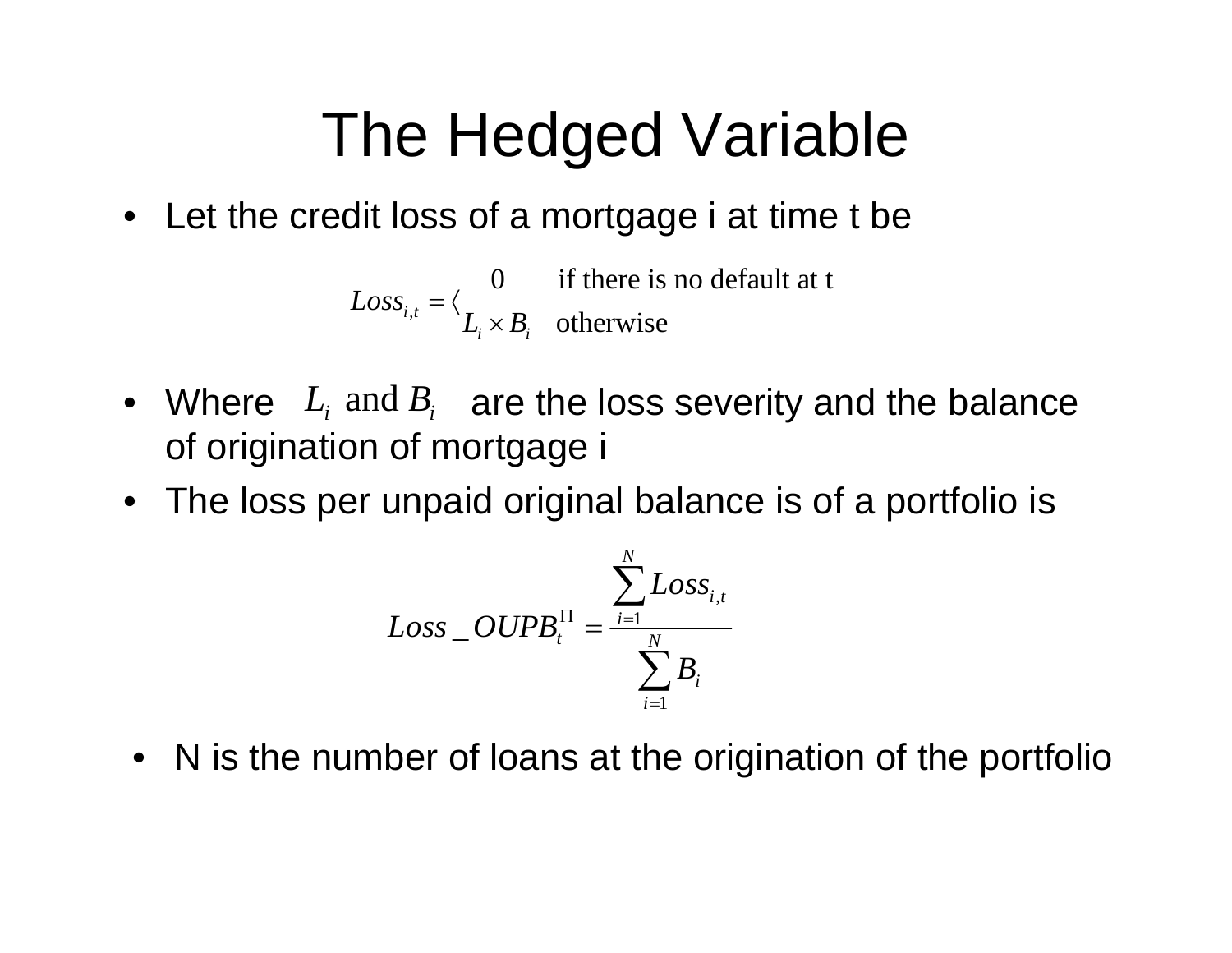# The Hedged Variable

- Let the credit loss of a mortgage i at time t be

$$Loss_{i,t} = \langle \begin{array}{ll} 0 & \text{if there is no default at t} \\ L_i \times B_i & \text{otherwise} \end{array}$$

- Where $L_i$ and $B_i$ are the loss severity and the balance of origination of mortgage i
- The loss per unpaid original balance is of a portfolio is

$$Loss\_OUPB_t^{\Pi} = \frac{\sum_{i=1}^{N} Loss_{i,t}}{\sum_{i=1}^{N} B_i}$$

- N is the number of loans at the origination of the portfolio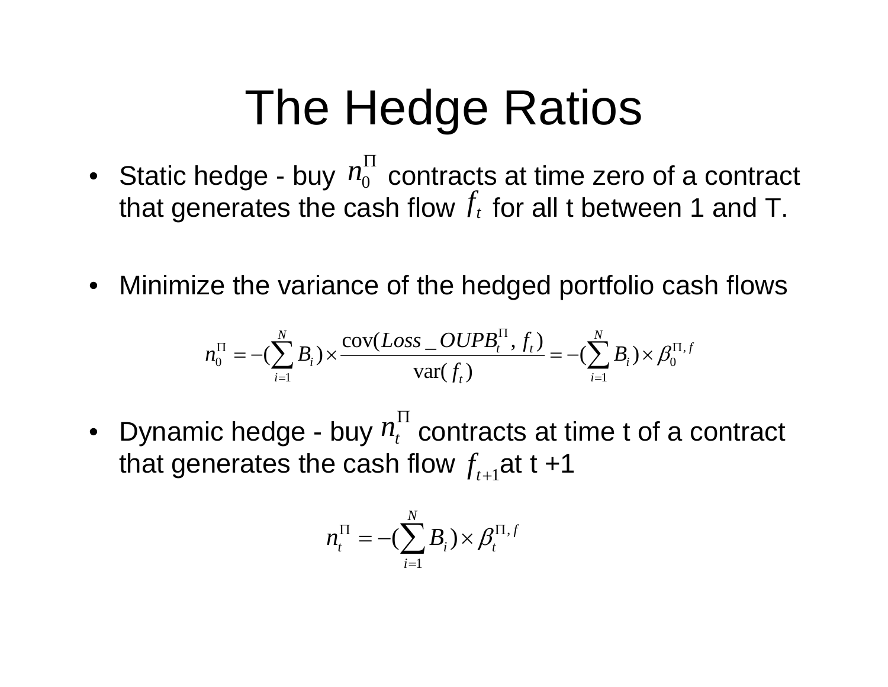# The Hedge Ratios

- Static hedge - buy $n_0^{\Pi}$ contracts at time zero of a contract that generates the cash flow $f_t$ for all t between 1 and T.

- Minimize the variance of the hedged portfolio cash flows

$$n_0^{\Pi} = -(\sum_{i=1}^{N} B_i) \times \frac{\text{cov}(Loss\_OUPB_t^{\Pi}, f_t)}{\text{var}(f_t)} = -(\sum_{i=1}^{N} B_i) \times \beta_0^{\Pi, f}$$

- Dynamic hedge - buy $n_t^{\Pi}$ contracts at time t of a contract that generates the cash flow $f_{t+1}$ at t +1

$$n_t^{\Pi} = -(\sum_{i=1}^{N} B_i) \times \beta_t^{\Pi, f}$$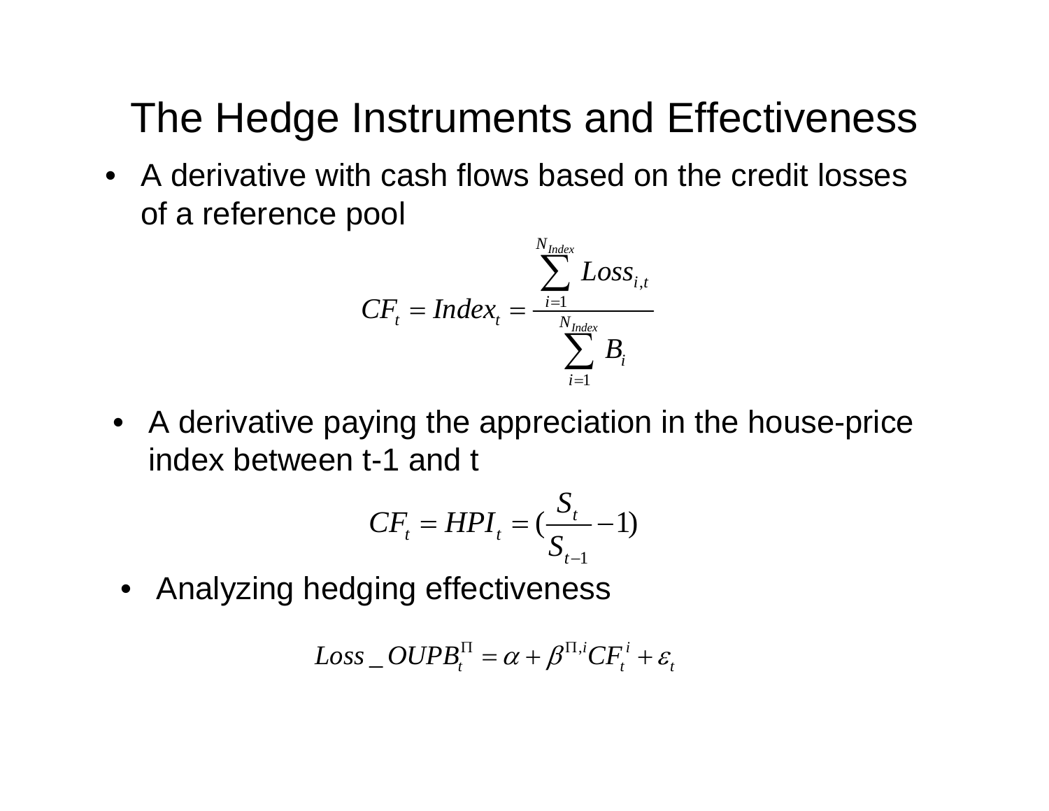# The Hedge Instruments and Effectiveness

- A derivative with cash flows based on the credit losses of a reference pool

$$CF_t = Index_t = \frac{\sum_{i=1}^{N_{Index}} Loss_{i,t}}{\sum_{i=1}^{N_{Index}} B_i}$$

- A derivative paying the appreciation in the house-price index between t-1 and t

$$CF_t = HPI_t = (\frac{S_t}{S_{t-1}} - 1)$$

- Analyzing hedging effectiveness

$$Loss\_OUPB_t^{\Pi} = \alpha + \beta^{\Pi,i} CF_t^i + \varepsilon_t$$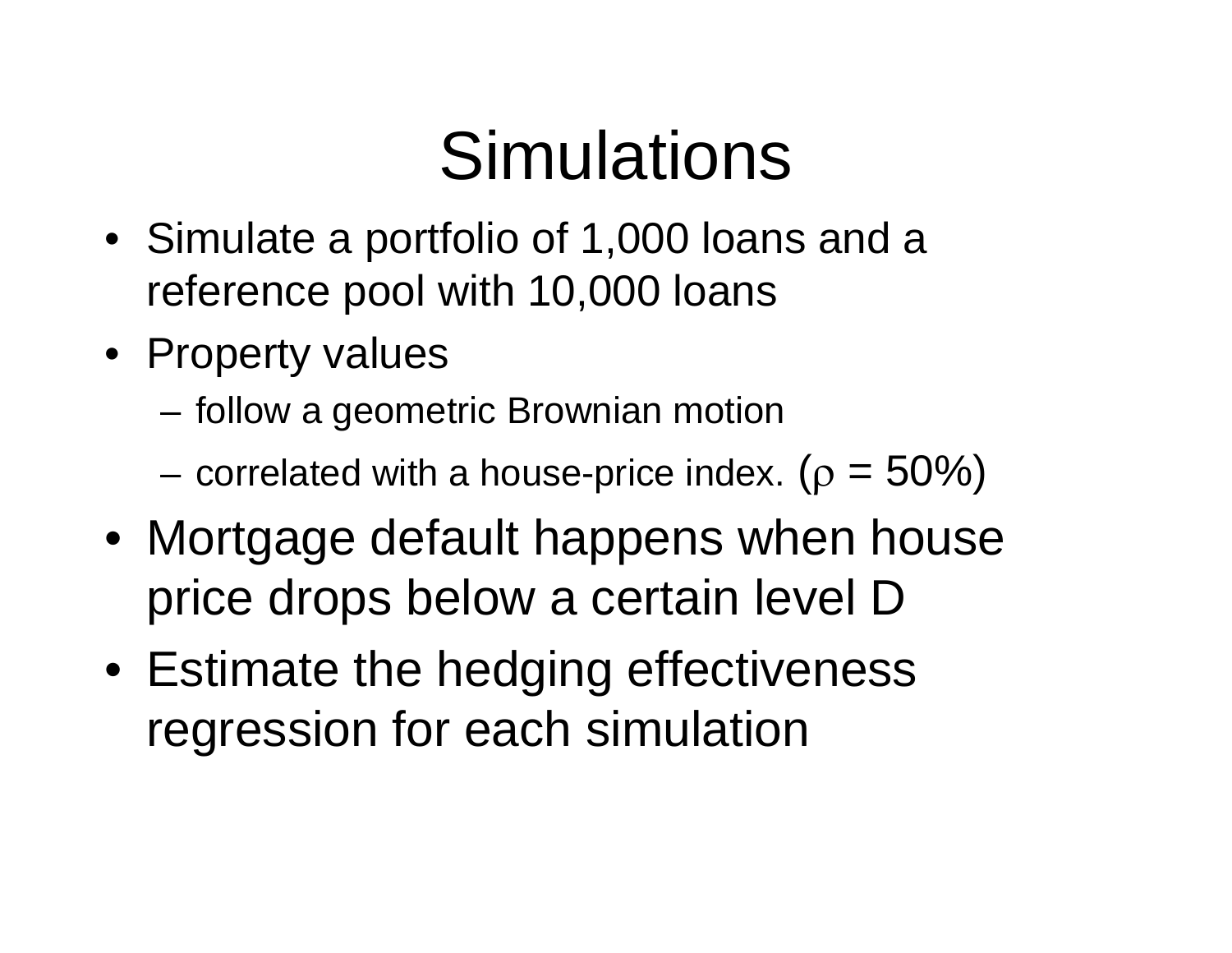# Simulations

- Simulate a portfolio of 1,000 loans and a reference pool with 10,000 loans
- Property values
  - follow a geometric Brownian motion
  - correlated with a house-price index. ($\rho$ = 50%)
- Mortgage default happens when house price drops below a certain level D
- Estimate the hedging effectiveness regression for each simulation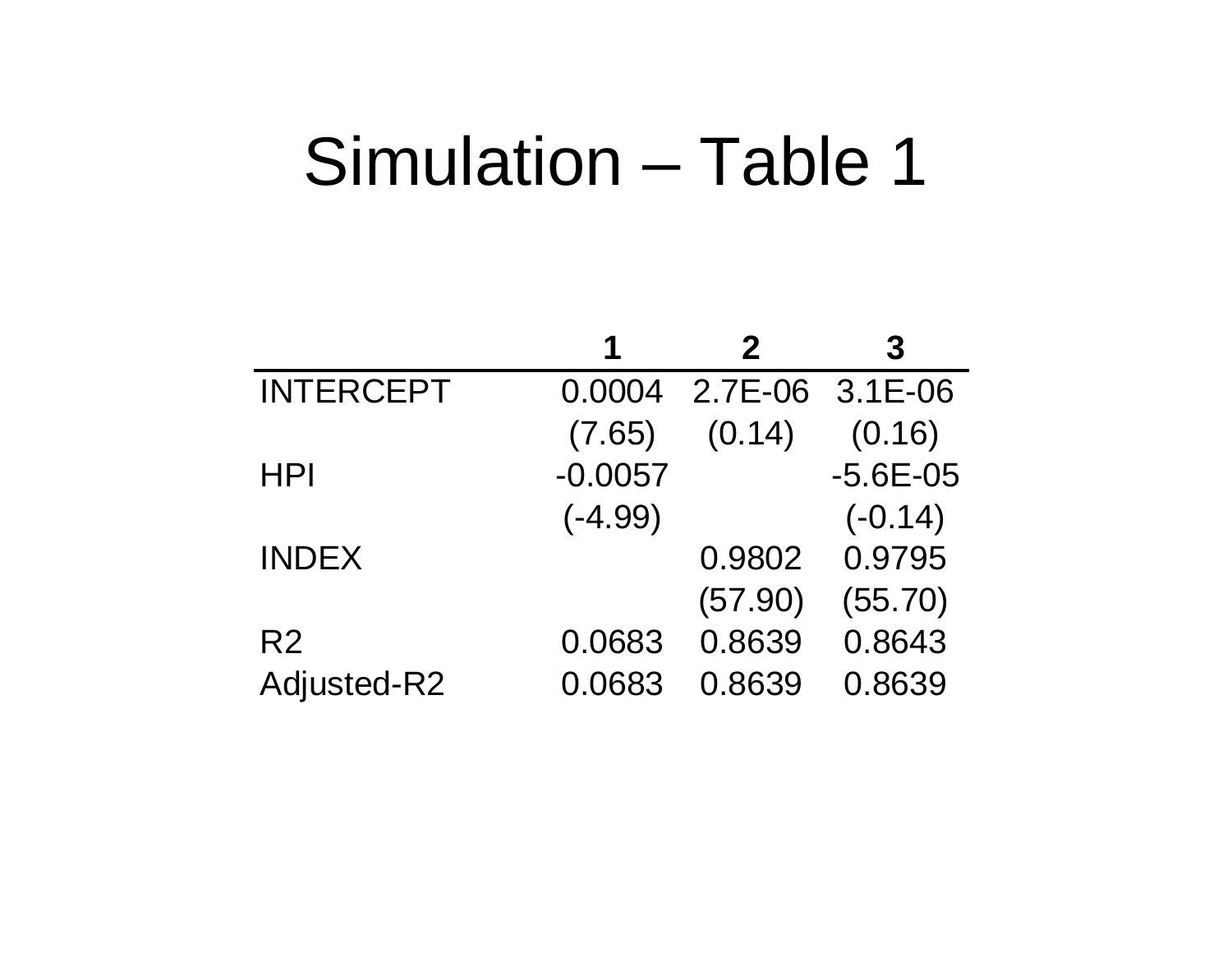# Simulation – Table 1

| | 1 | 2 | 3 |
|---|---|---|---|
| INTERCEPT | 0.0004 | 2.7E-06 | 3.1E-06 |
| | (7.65) | (0.14) | (0.16) |
| HPI | -0.0057 | | -5.6E-05 |
| | (-4.99) | | (-0.14) |
| INDEX | | 0.9802 | 0.9795 |
| | | (57.90) | (55.70) |
| R2 | 0.0683 | 0.8639 | 0.8643 |
| Adjusted-R2 | 0.0683 | 0.8639 | 0.8639 |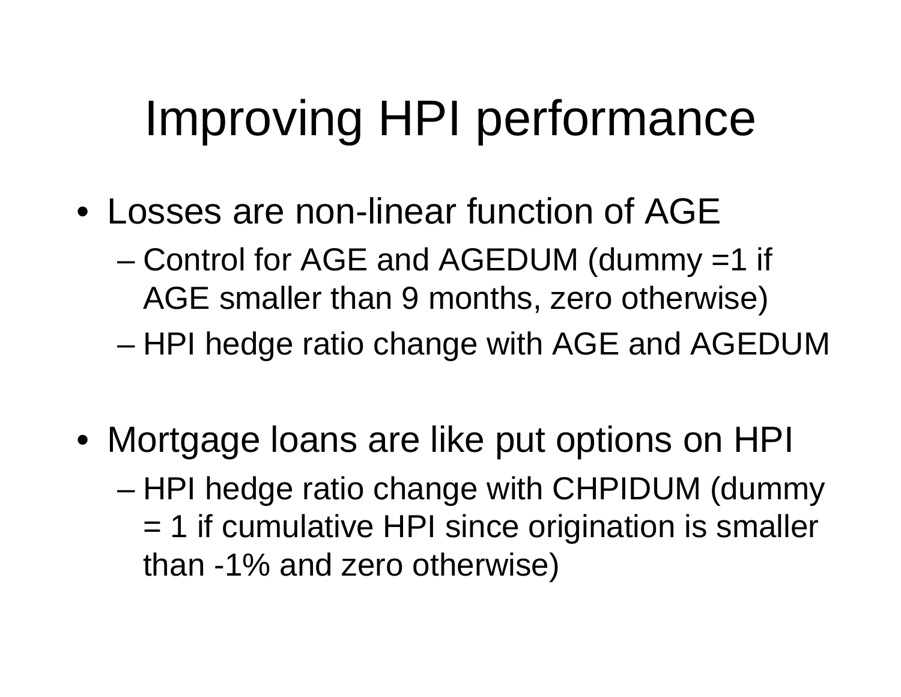# Improving HPI performance

- Losses are non-linear function of AGE
  - Control for AGE and AGEDUM (dummy =1 if AGE smaller than 9 months, zero otherwise)
  - HPI hedge ratio change with AGE and AGEDUM
- Mortgage loans are like put options on HPI
  - HPI hedge ratio change with CHPIDUM (dummy = 1 if cumulative HPI since origination is smaller than -1% and zero otherwise)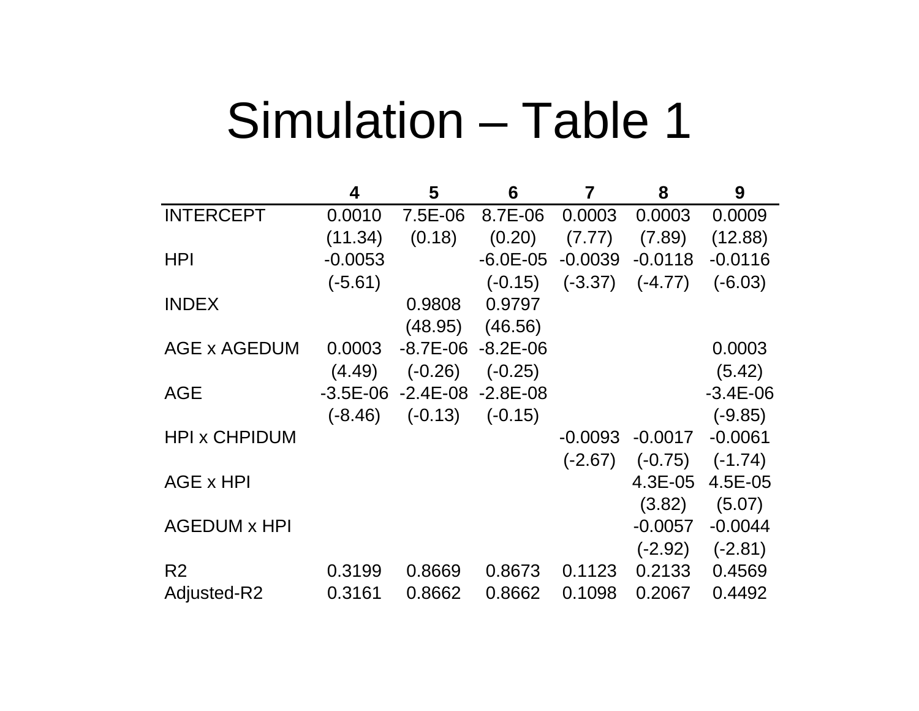# Simulation – Table 1

| | 4 | 5 | 6 | 7 | 8 | 9 |
|---|---|---|---|---|---|---|
| INTERCEPT | 0.0010 | 7.5E-06 | 8.7E-06 | 0.0003 | 0.0003 | 0.0009 |
| | (11.34) | (0.18) | (0.20) | (7.77) | (7.89) | (12.88) |
| HPI | -0.0053 | | -6.0E-05 | -0.0039 | -0.0118 | -0.0116 |
| | (-5.61) | | (-0.15) | (-3.37) | (-4.77) | (-6.03) |
| INDEX | | 0.9808 | 0.9797 | | | |
| | | (48.95) | (46.56) | | | |
| AGE x AGEDUM | 0.0003 | -8.7E-06 | -8.2E-06 | | | 0.0003 |
| | (4.49) | (-0.26) | (-0.25) | | | (5.42) |
| AGE | -3.5E-06 | -2.4E-08 | -2.8E-08 | | | -3.4E-06 |
| | (-8.46) | (-0.13) | (-0.15) | | | (-9.85) |
| HPI x CHPIDUM | | | | -0.0093 | -0.0017 | -0.0061 |
| | | | | (-2.67) | (-0.75) | (-1.74) |
| AGE x HPI | | | | | 4.3E-05 | 4.5E-05 |
| | | | | | (3.82) | (5.07) |
| AGEDUM x HPI | | | | | -0.0057 | -0.0044 |
| | | | | | (-2.92) | (-2.81) |
| R2 | 0.3199 | 0.8669 | 0.8673 | 0.1123 | 0.2133 | 0.4569 |
| Adjusted-R2 | 0.3161 | 0.8662 | 0.8662 | 0.1098 | 0.2067 | 0.4492 |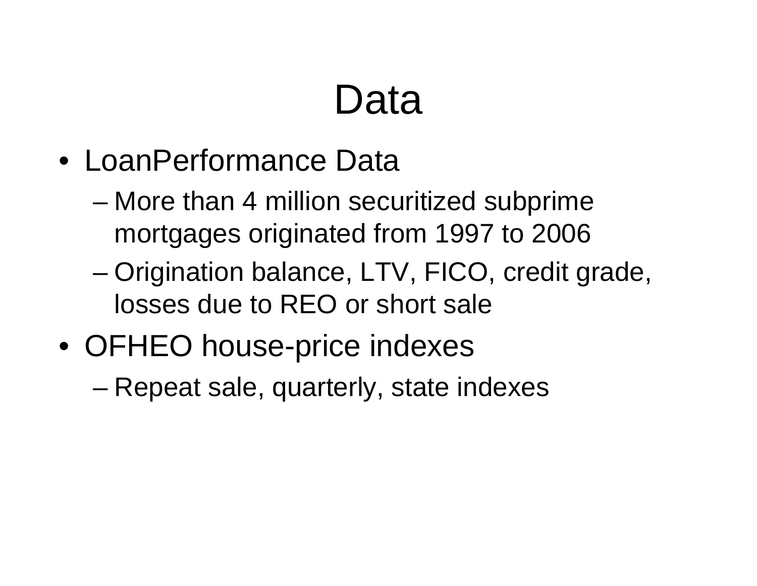# Data

- LoanPerformance Data
  - More than 4 million securitized subprime mortgages originated from 1997 to 2006
  - Origination balance, LTV, FICO, credit grade, losses due to REO or short sale
- OFHEO house-price indexes
  - Repeat sale, quarterly, state indexes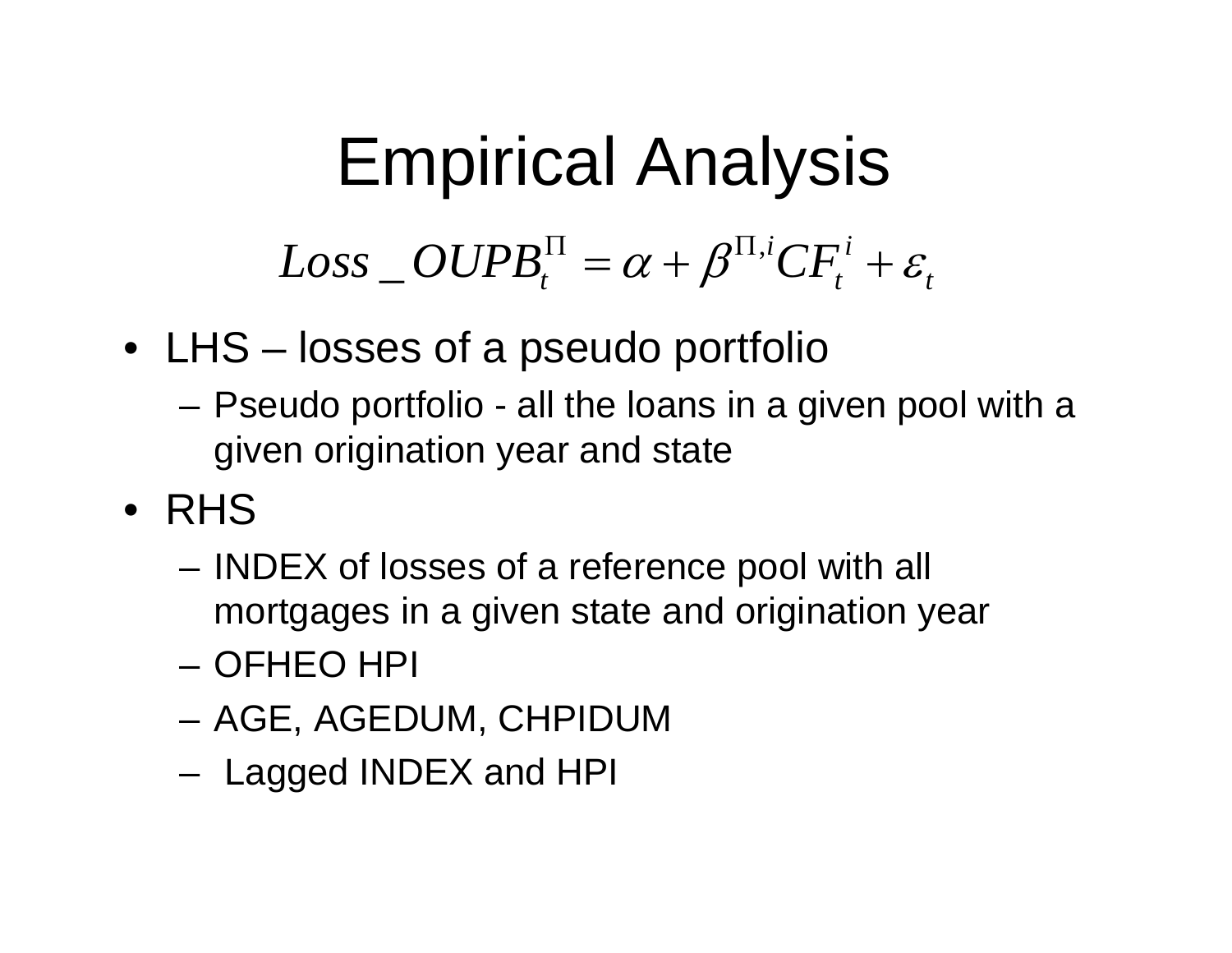# Empirical Analysis

$$Loss\_OUPB_t^{\Pi} = \alpha + \beta^{\Pi,i} CF_t^i + \varepsilon_t$$

- LHS – losses of a pseudo portfolio
  - Pseudo portfolio - all the loans in a given pool with a given origination year and state
- RHS
  - INDEX of losses of a reference pool with all mortgages in a given state and origination year
  - OFHEO HPI
  - AGE, AGEDUM, CHPIDUM
  - Lagged INDEX and HPI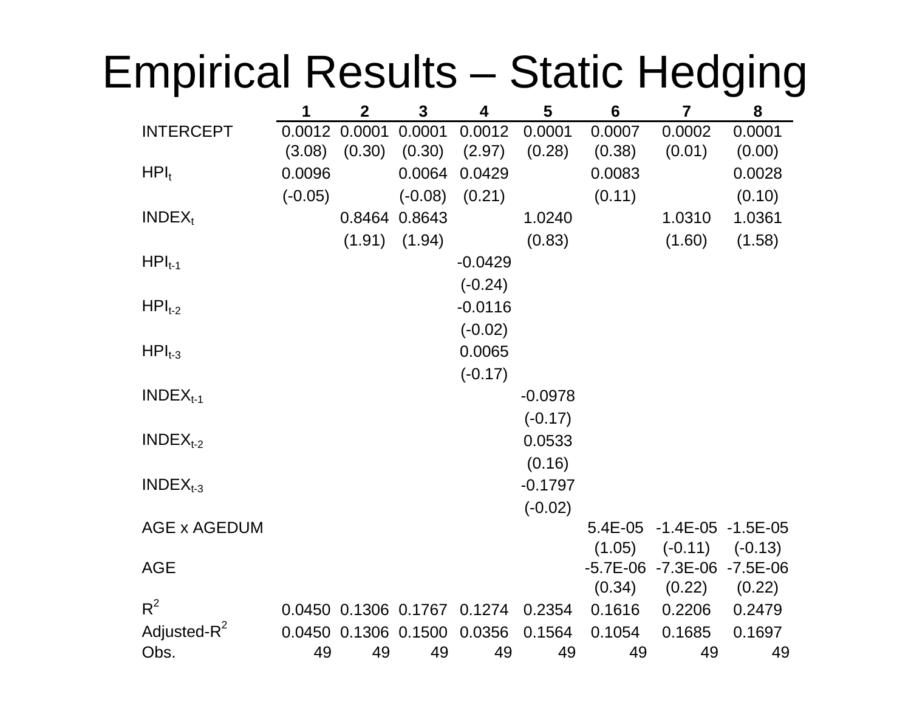# Empirical Results – Static Hedging

| | 1 | 2 | 3 | 4 | 5 | 6 | 7 | 8 |
|---|---|---|---|---|---|---|---|---|
| INTERCEPT | 0.0012 | 0.0001 | 0.0001 | 0.0012 | 0.0001 | 0.0007 | 0.0002 | 0.0001 |
| | (3.08) | (0.30) | (0.30) | (2.97) | (0.28) | (0.38) | (0.01) | (0.00) |
| $HPI_t$ | 0.0096 | | 0.0064 | 0.0429 | | 0.0083 | | 0.0028 |
| | (-0.05) | | (-0.08) | (0.21) | | (0.11) | | (0.10) |
| $INDEX_t$ | | 0.8464 | 0.8643 | | 1.0240 | | 1.0310 | 1.0361 |
| | | (1.91) | (1.94) | | (0.83) | | (1.60) | (1.58) |
| $HPI_{t-1}$ | | | | -0.0429 | | | | |
| | | | | (-0.24) | | | | |
| $HPI_{t-2}$ | | | | -0.0116 | | | | |
| | | | | (-0.02) | | | | |
| $HPI_{t-3}$ | | | | 0.0065 | | | | |
| | | | | (-0.17) | | | | |
| $INDEX_{t-1}$ | | | | | -0.0978 | | | |
| | | | | | (-0.17) | | | |
| $INDEX_{t-2}$ | | | | | 0.0533 | | | |
| | | | | | (0.16) | | | |
| $INDEX_{t-3}$ | | | | | -0.1797 | | | |
| | | | | | (-0.02) | | | |
| AGE x AGEDUM | | | | | | 5.4E-05 | -1.4E-05 | -1.5E-05 |
| | | | | | | (1.05) | (-0.11) | (-0.13) |
| AGE | | | | | | -5.7E-06 | -7.3E-06 | -7.5E-06 |
| | | | | | | (0.34) | (0.22) | (0.22) |
| $R^2$ | 0.0450 | 0.1306 | 0.1767 | 0.1274 | 0.2354 | 0.1616 | 0.2206 | 0.2479 |
| Adjusted-$R^2$ | 0.0450 | 0.1306 | 0.1500 | 0.0356 | 0.1564 | 0.1054 | 0.1685 | 0.1697 |
| Obs. | 49 | 49 | 49 | 49 | 49 | 49 | 49 | 49 |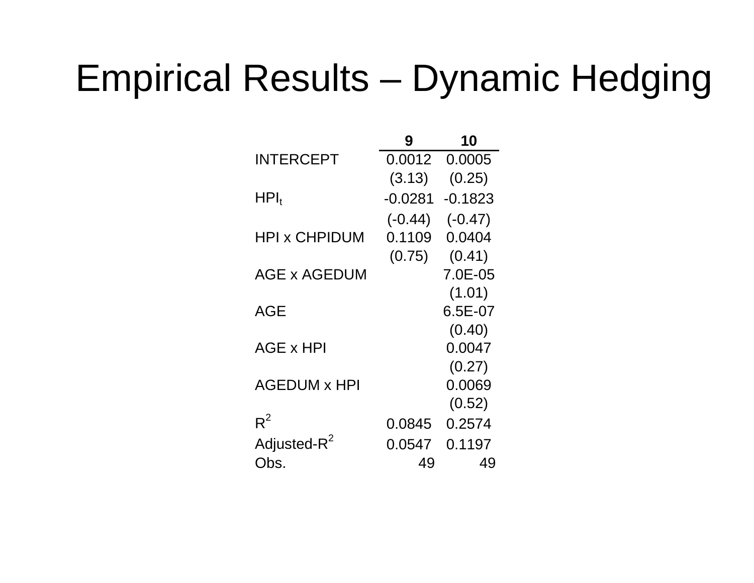# Empirical Results – Dynamic Hedging

| | 9 | 10 |
|---|---|---|
| INTERCEPT | 0.0012 | 0.0005 |
| | (3.13) | (0.25) |
| $HPI_t$ | -0.0281 | -0.1823 |
| | (-0.44) | (-0.47) |
| HPI x CHPIDUM | 0.1109 | 0.0404 |
| | (0.75) | (0.41) |
| AGE x AGEDUM | | 7.0E-05 |
| | | (1.01) |
| AGE | | 6.5E-07 |
| | | (0.40) |
| AGE x HPI | | 0.0047 |
| | | (0.27) |
| AGEDUM x HPI | | 0.0069 |
| | | (0.52) |
| $R^2$ | 0.0845 | 0.2574 |
| Adjusted-$R^2$ | 0.0547 | 0.1197 |
| Obs. | 49 | 49 |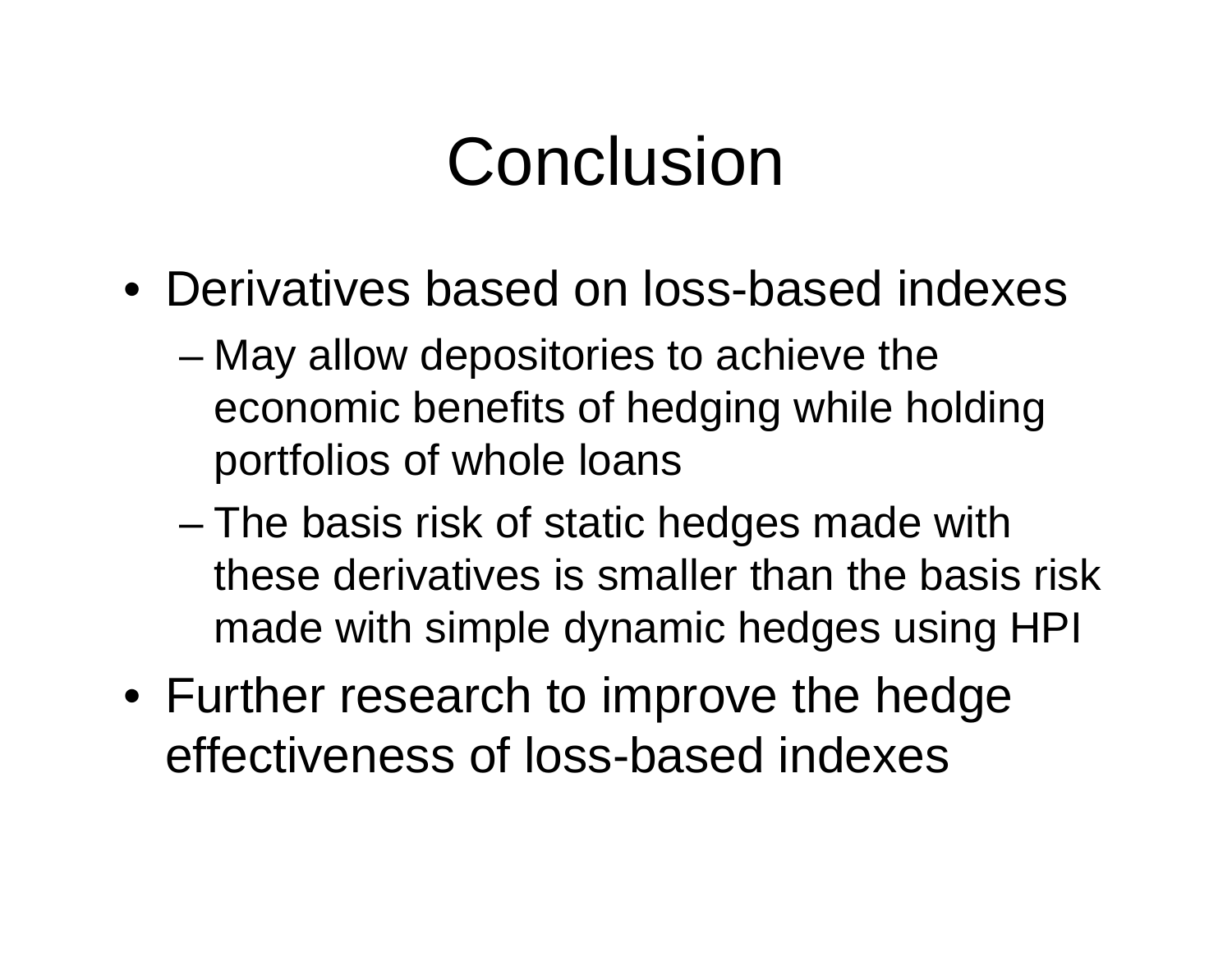# Conclusion

- Derivatives based on loss-based indexes
  - May allow depositories to achieve the economic benefits of hedging while holding portfolios of whole loans
  - The basis risk of static hedges made with these derivatives is smaller than the basis risk made with simple dynamic hedges using HPI
- Further research to improve the hedge effectiveness of loss-based indexes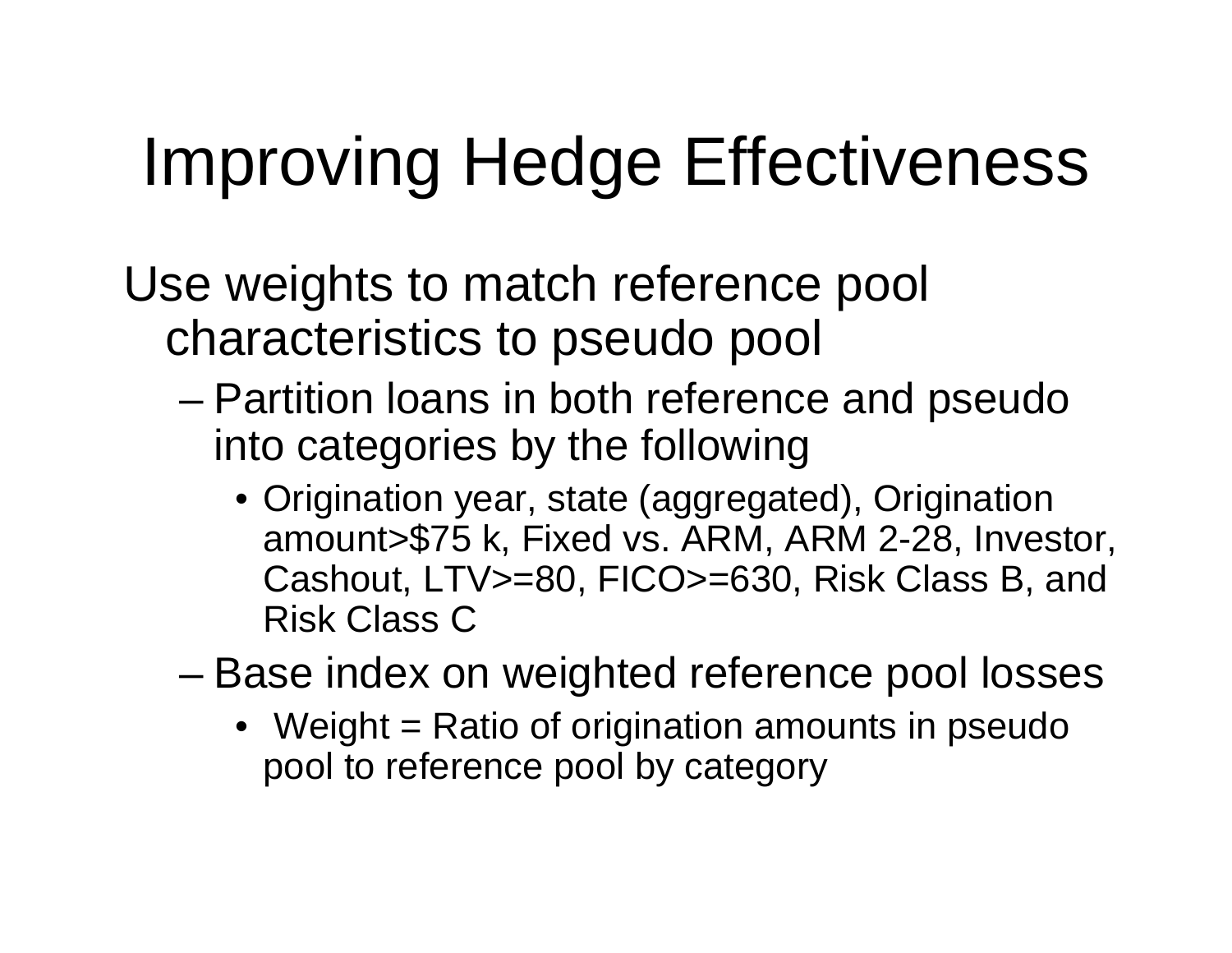# Improving Hedge Effectiveness

Use weights to match reference pool characteristics to pseudo pool

- Partition loans in both reference and pseudo into categories by the following
  - Origination year, state (aggregated), Origination amount>$75 k, Fixed vs. ARM, ARM 2-28, Investor, Cashout, LTV>=80, FICO>=630, Risk Class B, and Risk Class C
- Base index on weighted reference pool losses
  - Weight = Ratio of origination amounts in pseudo pool to reference pool by category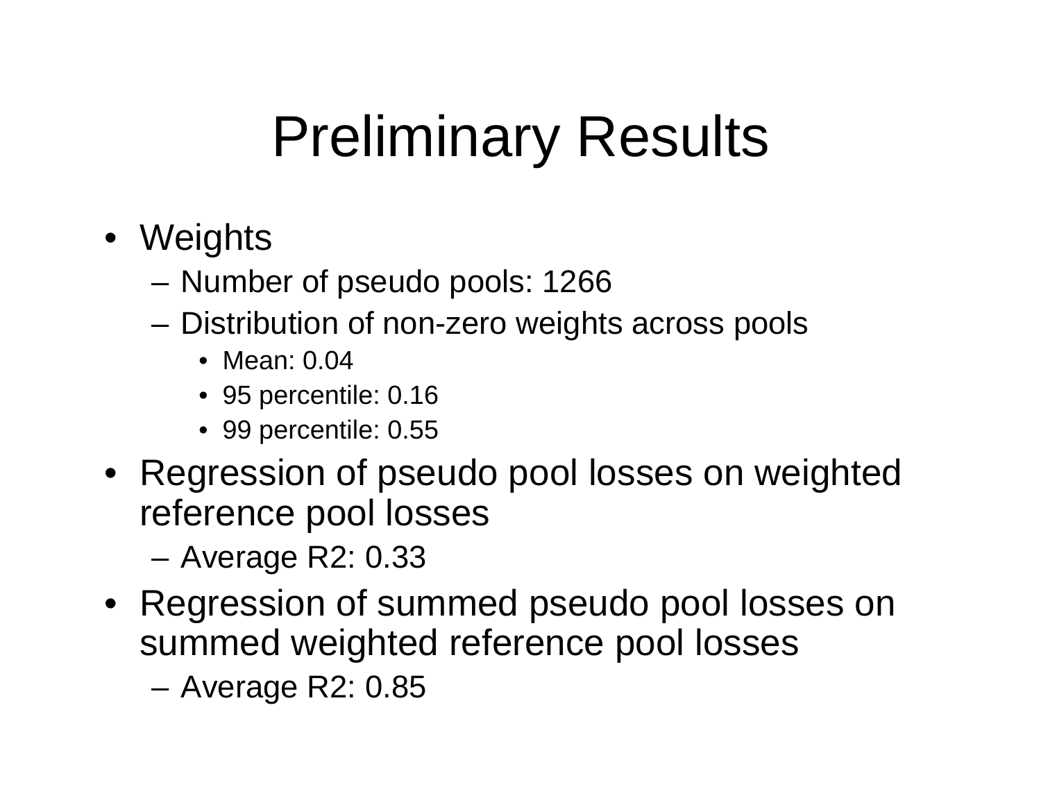# Preliminary Results

- Weights
  - Number of pseudo pools: 1266
  - Distribution of non-zero weights across pools
    - Mean: 0.04
    - 95 percentile: 0.16
    - 99 percentile: 0.55
- Regression of pseudo pool losses on weighted reference pool losses
  - Average R2: 0.33
- Regression of summed pseudo pool losses on summed weighted reference pool losses
  - Average R2: 0.85